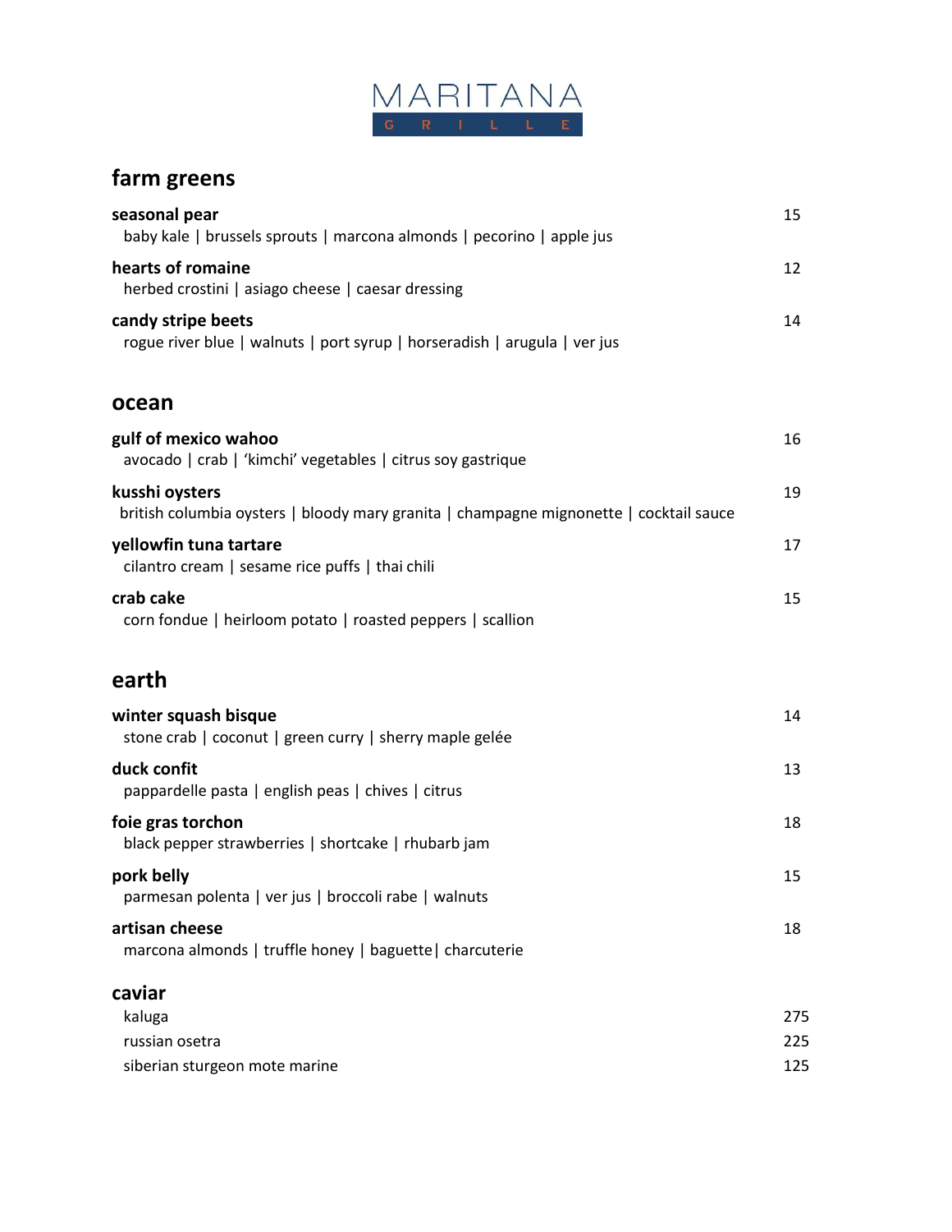# MARITANA
GRILLE

## farm greens

**seasonal pear** 15
baby kale | brussels sprouts | marcona almonds | pecorino | apple jus

**hearts of romaine** 12
herbed crostini | asiago cheese | caesar dressing

**candy stripe beets** 14
rogue river blue | walnuts | port syrup | horseradish | arugula | ver jus

## ocean

**gulf of mexico wahoo** 16
avocado | crab | 'kimchi' vegetables | citrus soy gastrique

**kusshi oysters** 19
british columbia oysters | bloody mary granita | champagne mignonette | cocktail sauce

**yellowfin tuna tartare** 17
cilantro cream | sesame rice puffs | thai chili

**crab cake** 15
corn fondue | heirloom potato | roasted peppers | scallion

## earth

**winter squash bisque** 14
stone crab | coconut | green curry | sherry maple gelée

**duck confit** 13
pappardelle pasta | english peas | chives | citrus

**foie gras torchon** 18
black pepper strawberries | shortcake | rhubarb jam

**pork belly** 15
parmesan polenta | ver jus | broccoli rabe | walnuts

**artisan cheese** 18
marcona almonds | truffle honey | baguette| charcuterie

## caviar

kaluga 275
russian osetra 225
siberian sturgeon mote marine 125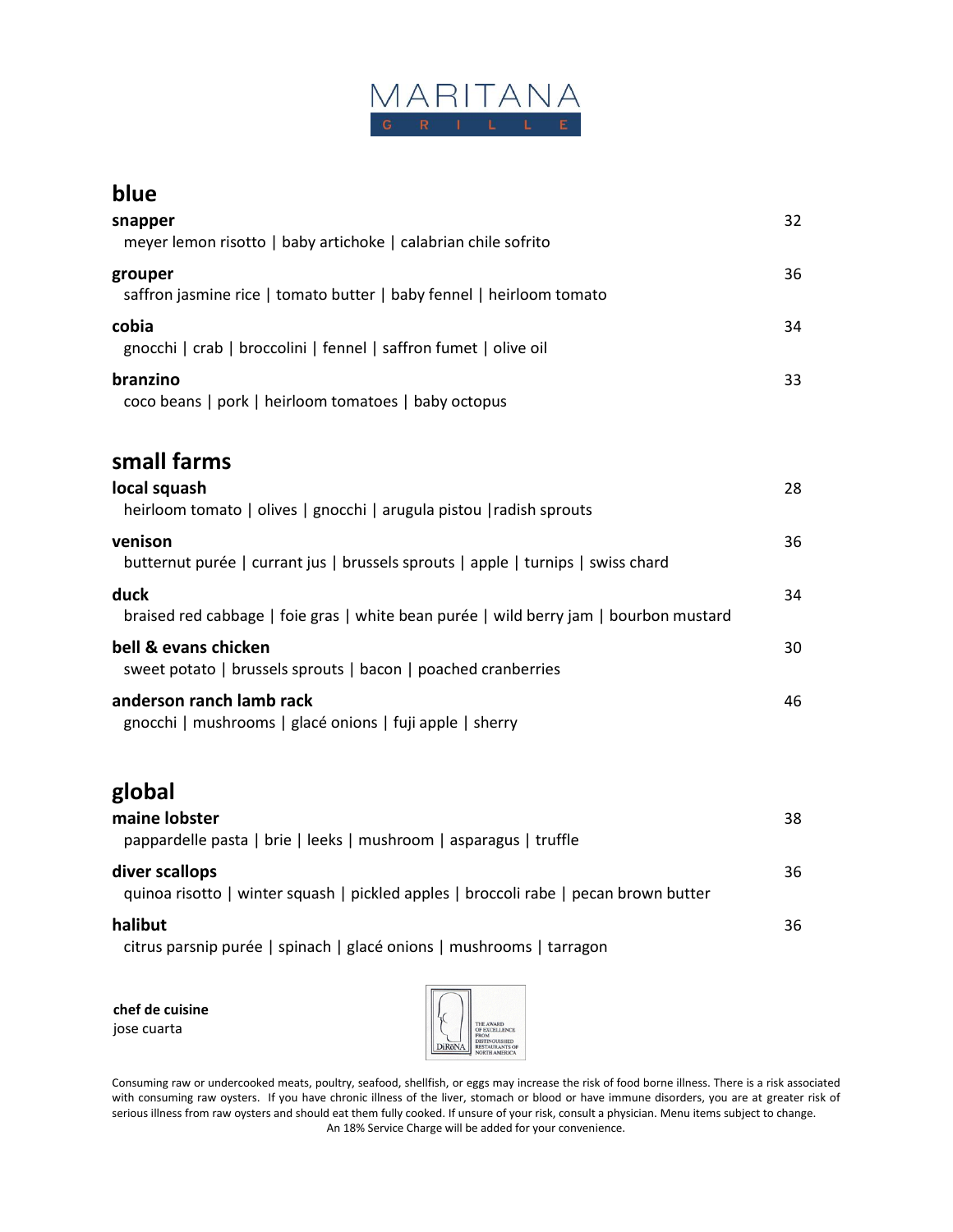# MARITANA

GRILLE

## blue

**snapper** 32
meyer lemon risotto | baby artichoke | calabrian chile sofrito

**grouper** 36
saffron jasmine rice | tomato butter | baby fennel | heirloom tomato

**cobia** 34
gnocchi | crab | broccolini | fennel | saffron fumet | olive oil

**branzino** 33
coco beans | pork | heirloom tomatoes | baby octopus

## small farms

**local squash** 28
heirloom tomato | olives | gnocchi | arugula pistou |radish sprouts

**venison** 36
butternut purée | currant jus | brussels sprouts | apple | turnips | swiss chard

**duck** 34
braised red cabbage | foie gras | white bean purée | wild berry jam | bourbon mustard

**bell & evans chicken** 30
sweet potato | brussels sprouts | bacon | poached cranberries

**anderson ranch lamb rack** 46
gnocchi | mushrooms | glacé onions | fuji apple | sherry

## global

**maine lobster** 38
pappardelle pasta | brie | leeks | mushroom | asparagus | truffle

**diver scallops** 36
quinoa risotto | winter squash | pickled apples | broccoli rabe | pecan brown butter

**halibut** 36
citrus parsnip purée | spinach | glacé onions | mushrooms | tarragon

**chef de cuisine**
jose cuarta

DiRōNA — THE AWARD OF EXCELLENCE FROM DISTINGUISHED RESTAURANTS OF NORTH AMERICA

Consuming raw or undercooked meats, poultry, seafood, shellfish, or eggs may increase the risk of food borne illness. There is a risk associated with consuming raw oysters. If you have chronic illness of the liver, stomach or blood or have immune disorders, you are at greater risk of serious illness from raw oysters and should eat them fully cooked. If unsure of your risk, consult a physician. Menu items subject to change.
An 18% Service Charge will be added for your convenience.